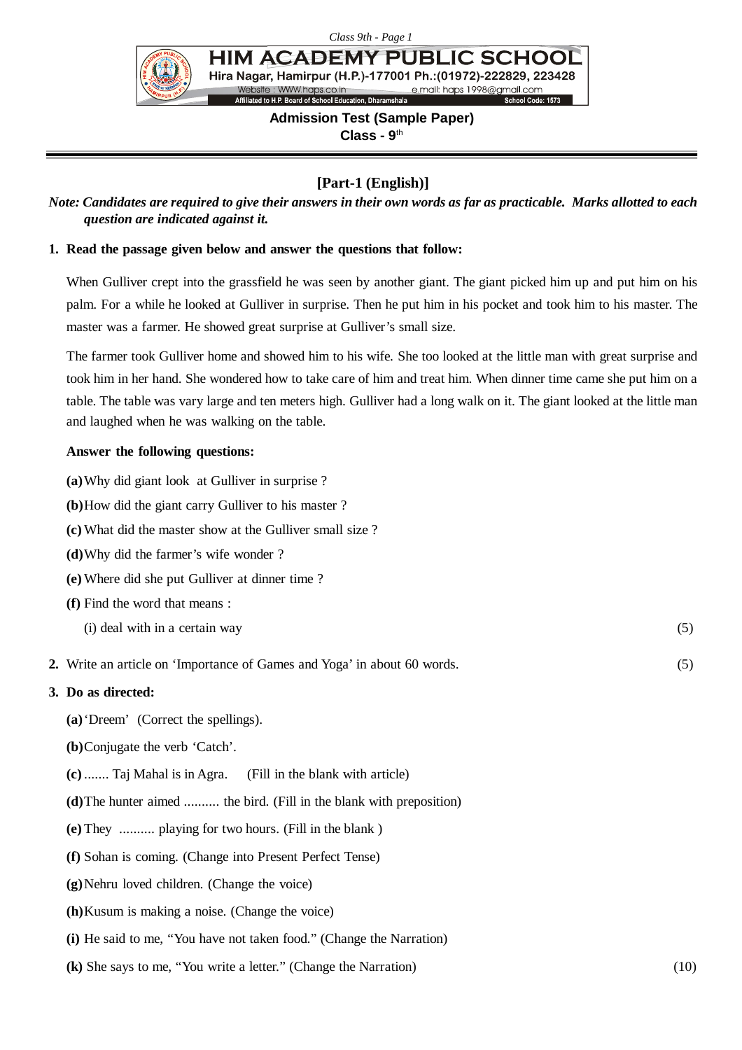# HIM ACADEMY PUBLIC SCHOOL

Hira Nagar, Hamirpur (H.P.)-177001 Ph.:(01972)-222829, 223428

Website : WWW.haps.co.in e.mail: haps 1998@gmail.com

Affiliated to H.P. Board of School Education, Dharamshala School Code: 1573

**Admission Test (Sample Paper)**

**Class - 9th**

## [Part-1 (English)]

***Note: Candidates are required to give their answers in their own words as far as practicable. Marks allotted to each question are indicated against it.***

**1. Read the passage given below and answer the questions that follow:**

When Gulliver crept into the grassfield he was seen by another giant. The giant picked him up and put him on his palm. For a while he looked at Gulliver in surprise. Then he put him in his pocket and took him to his master. The master was a farmer. He showed great surprise at Gulliver's small size.

The farmer took Gulliver home and showed him to his wife. She too looked at the little man with great surprise and took him in her hand. She wondered how to take care of him and treat him. When dinner time came she put him on a table. The table was vary large and ten meters high. Gulliver had a long walk on it. The giant looked at the little man and laughed when he was walking on the table.

**Answer the following questions:**

**(a)** Why did giant look at Gulliver in surprise ?

**(b)** How did the giant carry Gulliver to his master ?

**(c)** What did the master show at the Gulliver small size ?

**(d)** Why did the farmer's wife wonder ?

**(e)** Where did she put Gulliver at dinner time ?

**(f)** Find the word that means :

(i) deal with in a certain way (5)

**2.** Write an article on 'Importance of Games and Yoga' in about 60 words. (5)

**3. Do as directed:**

**(a)** 'Dreem' (Correct the spellings).

**(b)** Conjugate the verb 'Catch'.

**(c)** ....... Taj Mahal is in Agra. (Fill in the blank with article)

**(d)** The hunter aimed .......... the bird. (Fill in the blank with preposition)

**(e)** They .......... playing for two hours. (Fill in the blank )

**(f)** Sohan is coming. (Change into Present Perfect Tense)

**(g)** Nehru loved children. (Change the voice)

**(h)** Kusum is making a noise. (Change the voice)

**(i)** He said to me, "You have not taken food." (Change the Narration)

**(k)** She says to me, "You write a letter." (Change the Narration) (10)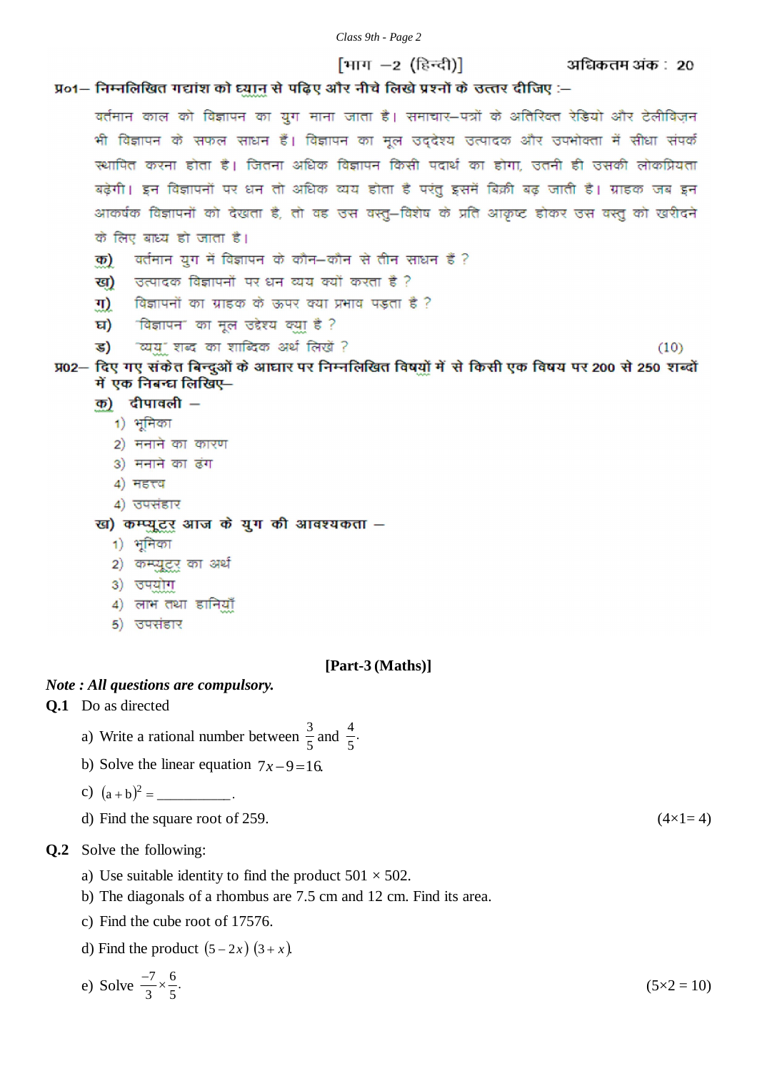[भाग –2 (हिन्दी)] अधिकतम अंक : 20

**प्र01– निम्नलिखित गद्यांश को ध्यान से पढ़िए और नीचे लिखे प्रश्नों के उत्तर दीजिए :–**

वर्तमान काल को विज्ञापन का युग माना जाता है। समाचार–पत्रों के अतिरिक्त रेडियो और टेलीविज़न भी विज्ञापन के सफल साधन हैं। विज्ञापन का मूल उद्देश्य उत्पादक और उपभोक्ता में सीधा संपर्क स्थापित करना होता है। जितना अधिक विज्ञापन किसी पदार्थ का होगा, उतनी ही उसकी लोकप्रियता बढ़ेगी। इन विज्ञापनों पर धन तो अधिक व्यय होता है परंतु इसमें बिक्री बढ़ जाती है। ग्राहक जब इन आकर्षक विज्ञापनों को देखता है, तो वह उस वस्तु–विशेष के प्रति आकृष्ट होकर उस वस्तु को खरीदने के लिए बाध्य हो जाता है।

**क)** वर्तमान युग में विज्ञापन के कौन–कौन से तीन साधन हैं ?
**ख)** उत्पादक विज्ञापनों पर धन व्यय क्यों करता है ?
**ग)** विज्ञापनों का ग्राहक के ऊपर क्या प्रभाव पड़ता है ?
**घ)** 'विज्ञापन' का मूल उद्देश्य क्या है ?
**ङ)** 'व्यय' शब्द का शाब्दिक अर्थ लिखें ? (10)

**प्र02– दिए गए संकेत बिन्दुओं के आधार पर निम्नलिखित विषयों में से किसी एक विषय पर 200 से 250 शब्दों में एक निबन्ध लिखिए–**

**क) दीपावली –**
1) भूमिका
2) मनाने का कारण
3) मनाने का ढंग
4) महत्त्व
4) उपसंहार

**ख) कम्प्यूटर आज के युग की आवश्यकता –**
1) भूमिका
2) कम्प्यूटर का अर्थ
3) उपयोग
4) लाभ तथा हानियाँ
5) उपसंहार

## [Part-3 (Maths)]

***Note : All questions are compulsory.***

**Q.1** Do as directed

a) Write a rational number between $\frac{3}{5}$ and $\frac{4}{5}$.

b) Solve the linear equation $7x - 9 = 16$.

c) $(a + b)^2 =$ __________.

d) Find the square root of 259. (4×1= 4)

**Q.2** Solve the following:

a) Use suitable identity to find the product 501 × 502.

b) The diagonals of a rhombus are 7.5 cm and 12 cm. Find its area.

c) Find the cube root of 17576.

d) Find the product $(5 - 2x)\ (3 + x)$.

e) Solve $\frac{-7}{3} \times \frac{6}{5}$. (5×2 = 10)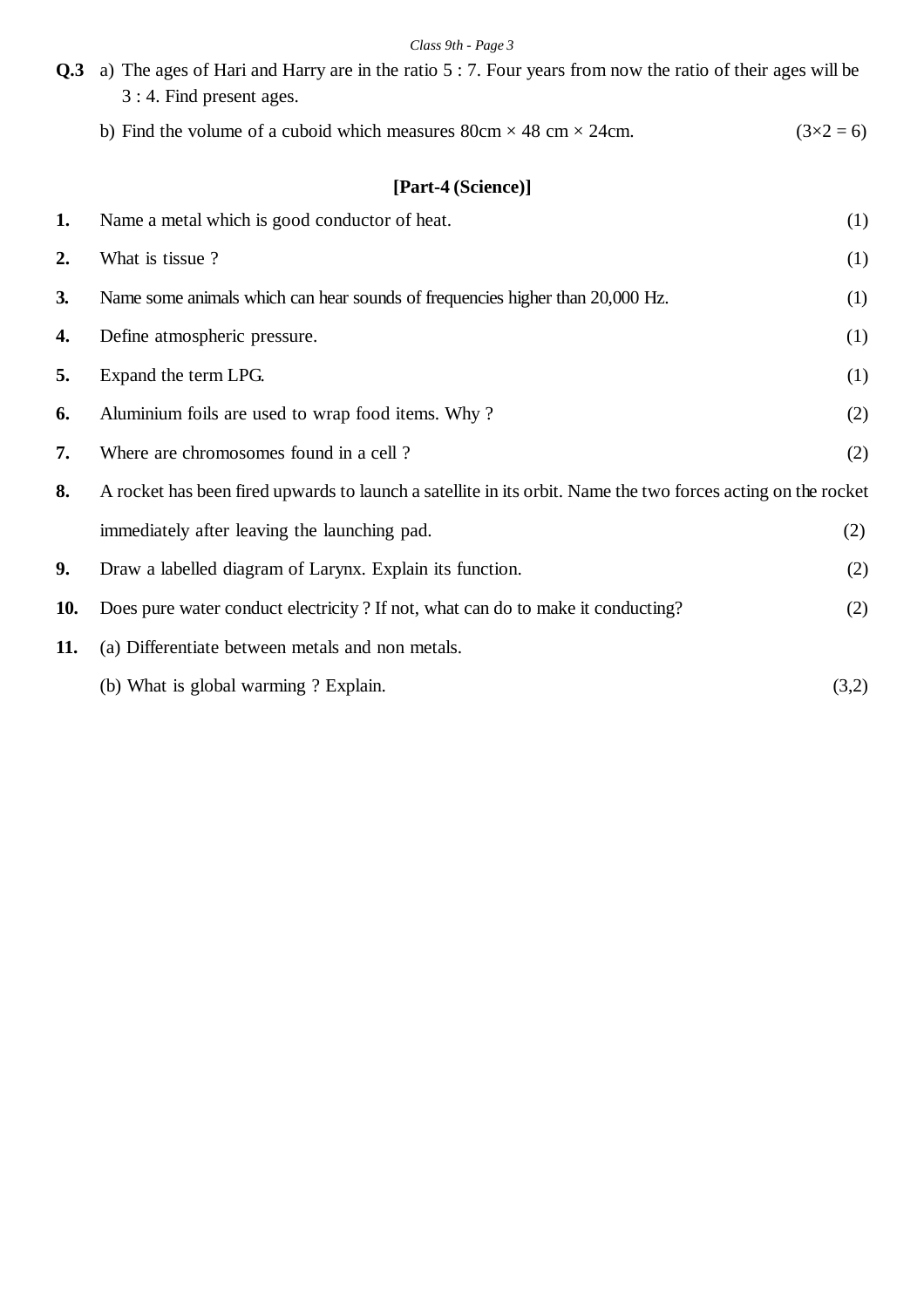**Q.3** a) The ages of Hari and Harry are in the ratio 5 : 7. Four years from now the ratio of their ages will be 3 : 4. Find present ages.

b) Find the volume of a cuboid which measures 80cm × 48 cm × 24cm. (3×2 = 6)

## [Part-4 (Science)]

**1.** Name a metal which is good conductor of heat. (1)

**2.** What is tissue ? (1)

**3.** Name some animals which can hear sounds of frequencies higher than 20,000 Hz. (1)

**4.** Define atmospheric pressure. (1)

**5.** Expand the term LPG. (1)

**6.** Aluminium foils are used to wrap food items. Why ? (2)

**7.** Where are chromosomes found in a cell ? (2)

**8.** A rocket has been fired upwards to launch a satellite in its orbit. Name the two forces acting on the rocket immediately after leaving the launching pad. (2)

**9.** Draw a labelled diagram of Larynx. Explain its function. (2)

**10.** Does pure water conduct electricity ? If not, what can do to make it conducting? (2)

**11.** (a) Differentiate between metals and non metals.

(b) What is global warming ? Explain. (3,2)